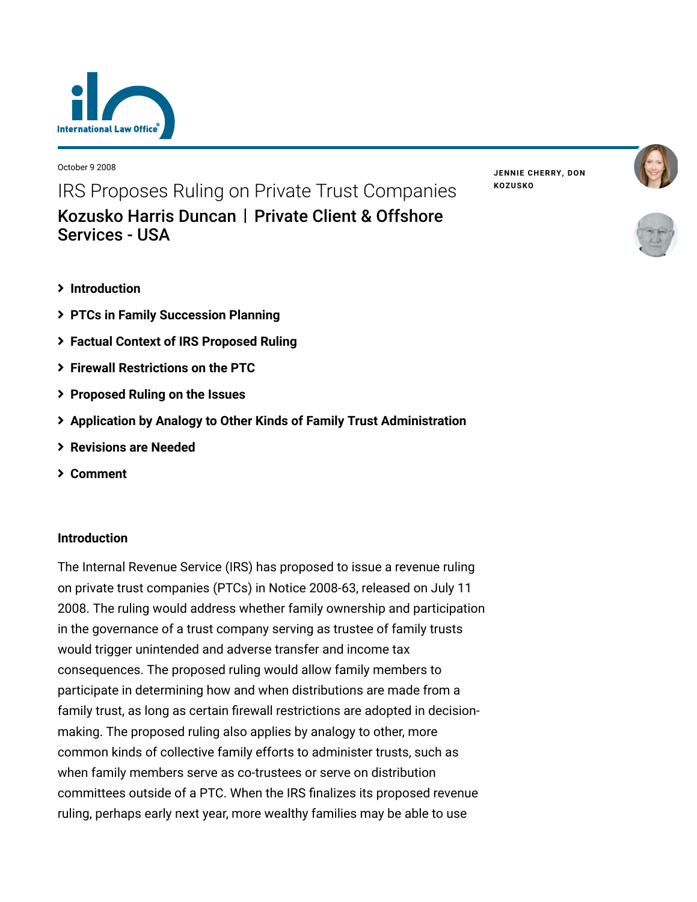October 9 2008

# IRS Proposes Ruling on Private Trust Companies

## Kozusko Harris Duncan | Private Client & Offshore Services - USA

**JENNIE CHERRY, DON KOZUSKO**

- **Introduction**
- **PTCs in Family Succession Planning**
- **Factual Context of IRS Proposed Ruling**
- **Firewall Restrictions on the PTC**
- **Proposed Ruling on the Issues**
- **Application by Analogy to Other Kinds of Family Trust Administration**
- **Revisions are Needed**
- **Comment**

### Introduction

The Internal Revenue Service (IRS) has proposed to issue a revenue ruling on private trust companies (PTCs) in Notice 2008-63, released on July 11 2008. The ruling would address whether family ownership and participation in the governance of a trust company serving as trustee of family trusts would trigger unintended and adverse transfer and income tax consequences. The proposed ruling would allow family members to participate in determining how and when distributions are made from a family trust, as long as certain firewall restrictions are adopted in decision-making. The proposed ruling also applies by analogy to other, more common kinds of collective family efforts to administer trusts, such as when family members serve as co-trustees or serve on distribution committees outside of a PTC. When the IRS finalizes its proposed revenue ruling, perhaps early next year, more wealthy families may be able to use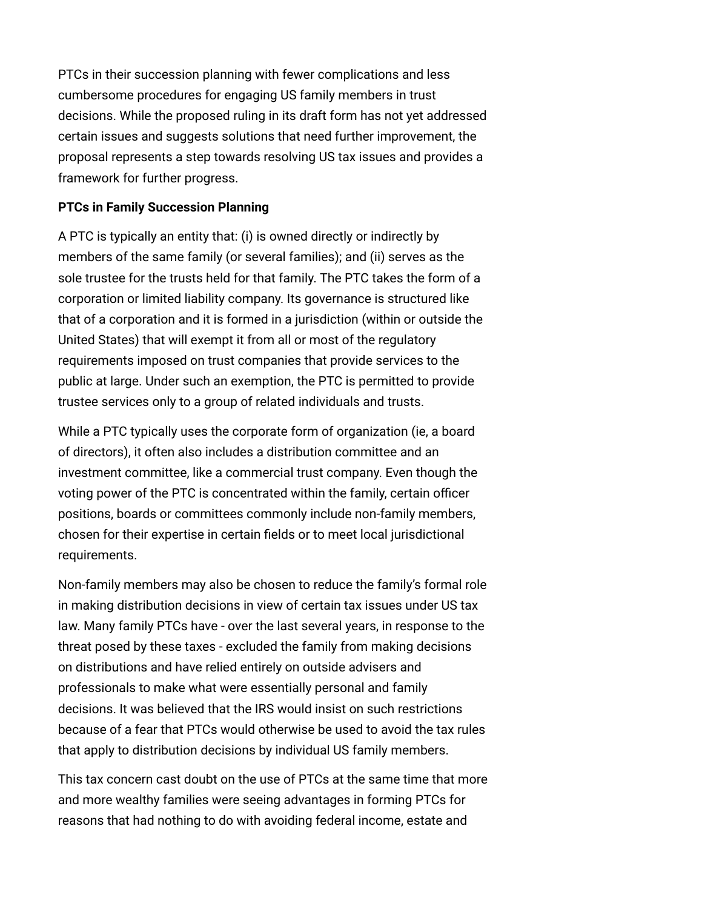PTCs in their succession planning with fewer complications and less cumbersome procedures for engaging US family members in trust decisions. While the proposed ruling in its draft form has not yet addressed certain issues and suggests solutions that need further improvement, the proposal represents a step towards resolving US tax issues and provides a framework for further progress.

**PTCs in Family Succession Planning**

A PTC is typically an entity that: (i) is owned directly or indirectly by members of the same family (or several families); and (ii) serves as the sole trustee for the trusts held for that family. The PTC takes the form of a corporation or limited liability company. Its governance is structured like that of a corporation and it is formed in a jurisdiction (within or outside the United States) that will exempt it from all or most of the regulatory requirements imposed on trust companies that provide services to the public at large. Under such an exemption, the PTC is permitted to provide trustee services only to a group of related individuals and trusts.

While a PTC typically uses the corporate form of organization (ie, a board of directors), it often also includes a distribution committee and an investment committee, like a commercial trust company. Even though the voting power of the PTC is concentrated within the family, certain officer positions, boards or committees commonly include non-family members, chosen for their expertise in certain fields or to meet local jurisdictional requirements.

Non-family members may also be chosen to reduce the family's formal role in making distribution decisions in view of certain tax issues under US tax law. Many family PTCs have - over the last several years, in response to the threat posed by these taxes - excluded the family from making decisions on distributions and have relied entirely on outside advisers and professionals to make what were essentially personal and family decisions. It was believed that the IRS would insist on such restrictions because of a fear that PTCs would otherwise be used to avoid the tax rules that apply to distribution decisions by individual US family members.

This tax concern cast doubt on the use of PTCs at the same time that more and more wealthy families were seeing advantages in forming PTCs for reasons that had nothing to do with avoiding federal income, estate and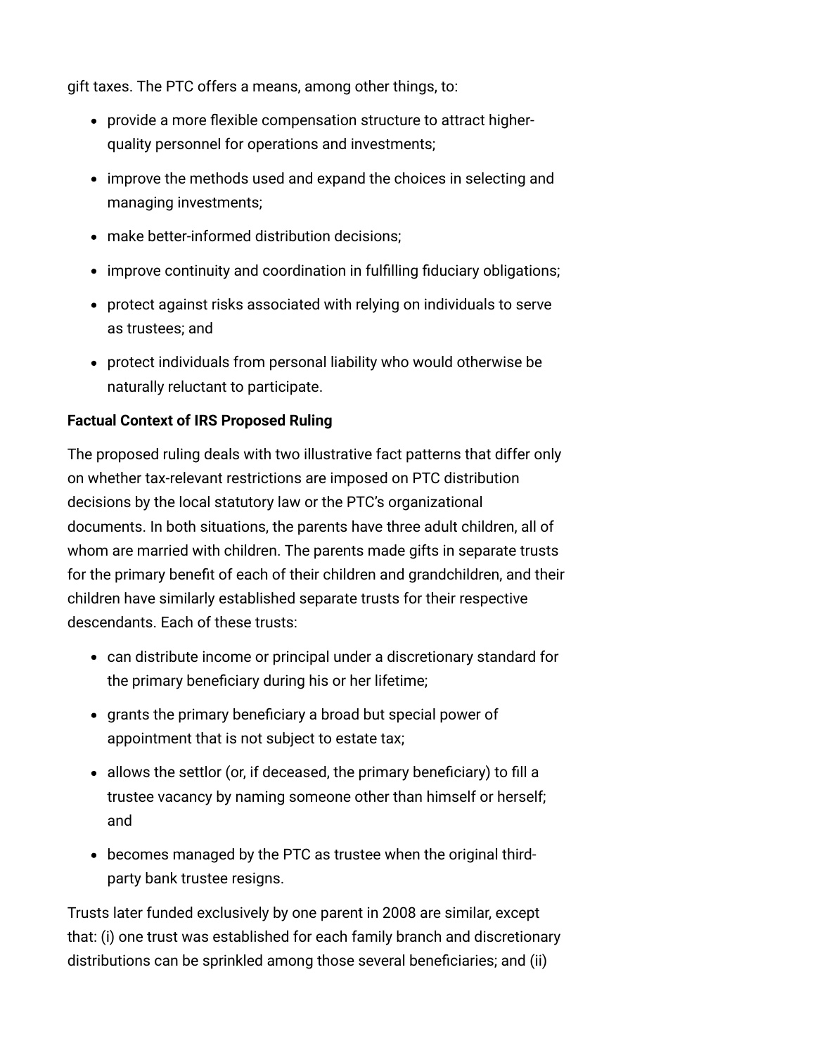gift taxes. The PTC offers a means, among other things, to:

- provide a more flexible compensation structure to attract higher-quality personnel for operations and investments;
- improve the methods used and expand the choices in selecting and managing investments;
- make better-informed distribution decisions;
- improve continuity and coordination in fulfilling fiduciary obligations;
- protect against risks associated with relying on individuals to serve as trustees; and
- protect individuals from personal liability who would otherwise be naturally reluctant to participate.

**Factual Context of IRS Proposed Ruling**

The proposed ruling deals with two illustrative fact patterns that differ only on whether tax-relevant restrictions are imposed on PTC distribution decisions by the local statutory law or the PTC's organizational documents. In both situations, the parents have three adult children, all of whom are married with children. The parents made gifts in separate trusts for the primary benefit of each of their children and grandchildren, and their children have similarly established separate trusts for their respective descendants. Each of these trusts:

- can distribute income or principal under a discretionary standard for the primary beneficiary during his or her lifetime;
- grants the primary beneficiary a broad but special power of appointment that is not subject to estate tax;
- allows the settlor (or, if deceased, the primary beneficiary) to fill a trustee vacancy by naming someone other than himself or herself; and
- becomes managed by the PTC as trustee when the original third-party bank trustee resigns.

Trusts later funded exclusively by one parent in 2008 are similar, except that: (i) one trust was established for each family branch and discretionary distributions can be sprinkled among those several beneficiaries; and (ii)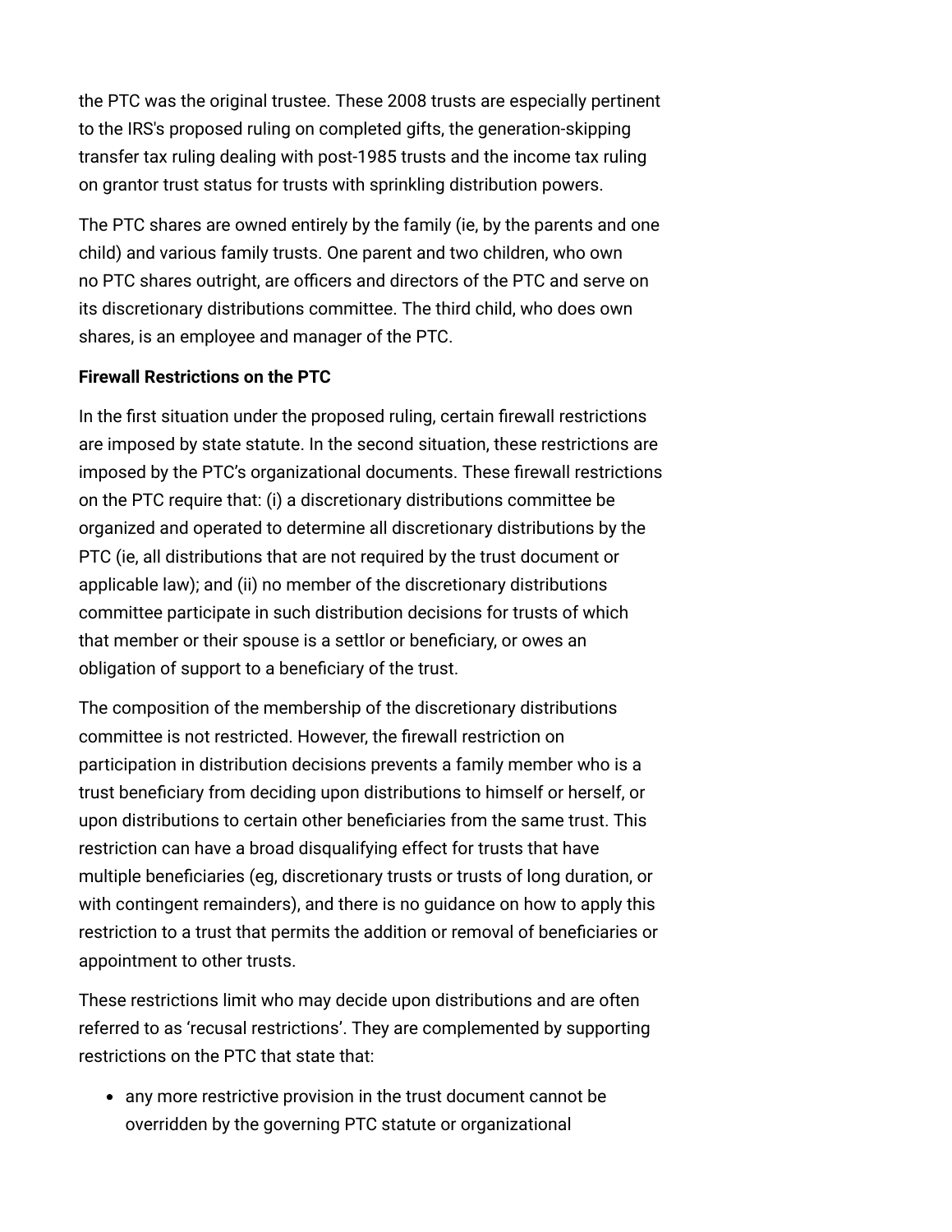the PTC was the original trustee. These 2008 trusts are especially pertinent to the IRS's proposed ruling on completed gifts, the generation-skipping transfer tax ruling dealing with post-1985 trusts and the income tax ruling on grantor trust status for trusts with sprinkling distribution powers.

The PTC shares are owned entirely by the family (ie, by the parents and one child) and various family trusts. One parent and two children, who own no PTC shares outright, are officers and directors of the PTC and serve on its discretionary distributions committee. The third child, who does own shares, is an employee and manager of the PTC.

**Firewall Restrictions on the PTC**

In the first situation under the proposed ruling, certain firewall restrictions are imposed by state statute. In the second situation, these restrictions are imposed by the PTC's organizational documents. These firewall restrictions on the PTC require that: (i) a discretionary distributions committee be organized and operated to determine all discretionary distributions by the PTC (ie, all distributions that are not required by the trust document or applicable law); and (ii) no member of the discretionary distributions committee participate in such distribution decisions for trusts of which that member or their spouse is a settlor or beneficiary, or owes an obligation of support to a beneficiary of the trust.

The composition of the membership of the discretionary distributions committee is not restricted. However, the firewall restriction on participation in distribution decisions prevents a family member who is a trust beneficiary from deciding upon distributions to himself or herself, or upon distributions to certain other beneficiaries from the same trust. This restriction can have a broad disqualifying effect for trusts that have multiple beneficiaries (eg, discretionary trusts or trusts of long duration, or with contingent remainders), and there is no guidance on how to apply this restriction to a trust that permits the addition or removal of beneficiaries or appointment to other trusts.

These restrictions limit who may decide upon distributions and are often referred to as 'recusal restrictions'. They are complemented by supporting restrictions on the PTC that state that:

- any more restrictive provision in the trust document cannot be overridden by the governing PTC statute or organizational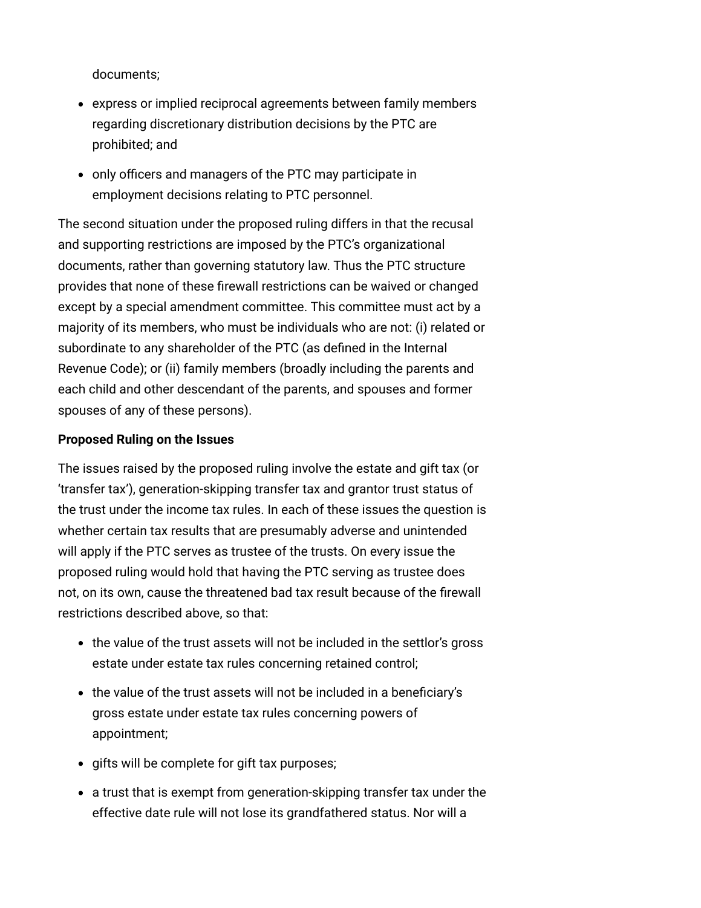documents;

- express or implied reciprocal agreements between family members regarding discretionary distribution decisions by the PTC are prohibited; and
- only officers and managers of the PTC may participate in employment decisions relating to PTC personnel.

The second situation under the proposed ruling differs in that the recusal and supporting restrictions are imposed by the PTC's organizational documents, rather than governing statutory law. Thus the PTC structure provides that none of these firewall restrictions can be waived or changed except by a special amendment committee. This committee must act by a majority of its members, who must be individuals who are not: (i) related or subordinate to any shareholder of the PTC (as defined in the Internal Revenue Code); or (ii) family members (broadly including the parents and each child and other descendant of the parents, and spouses and former spouses of any of these persons).

**Proposed Ruling on the Issues**

The issues raised by the proposed ruling involve the estate and gift tax (or 'transfer tax'), generation-skipping transfer tax and grantor trust status of the trust under the income tax rules. In each of these issues the question is whether certain tax results that are presumably adverse and unintended will apply if the PTC serves as trustee of the trusts. On every issue the proposed ruling would hold that having the PTC serving as trustee does not, on its own, cause the threatened bad tax result because of the firewall restrictions described above, so that:

- the value of the trust assets will not be included in the settlor's gross estate under estate tax rules concerning retained control;
- the value of the trust assets will not be included in a beneficiary's gross estate under estate tax rules concerning powers of appointment;
- gifts will be complete for gift tax purposes;
- a trust that is exempt from generation-skipping transfer tax under the effective date rule will not lose its grandfathered status. Nor will a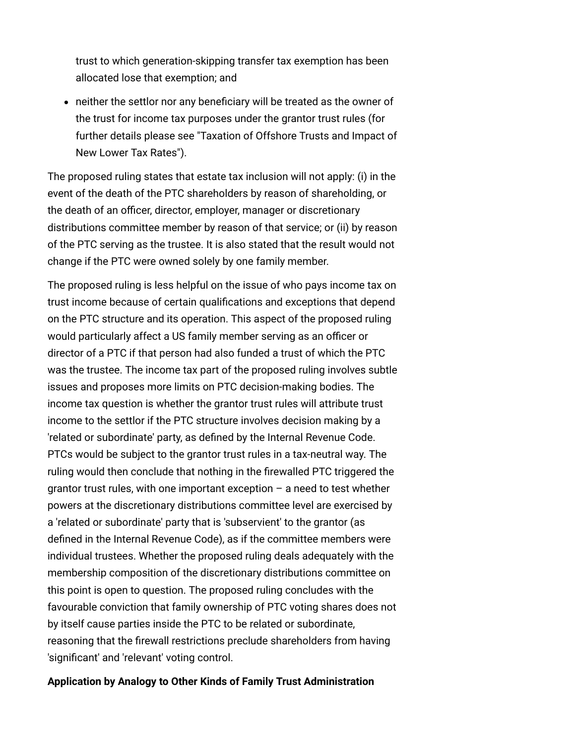trust to which generation-skipping transfer tax exemption has been allocated lose that exemption; and

- neither the settlor nor any beneficiary will be treated as the owner of the trust for income tax purposes under the grantor trust rules (for further details please see "Taxation of Offshore Trusts and Impact of New Lower Tax Rates").

The proposed ruling states that estate tax inclusion will not apply: (i) in the event of the death of the PTC shareholders by reason of shareholding, or the death of an officer, director, employer, manager or discretionary distributions committee member by reason of that service; or (ii) by reason of the PTC serving as the trustee. It is also stated that the result would not change if the PTC were owned solely by one family member.

The proposed ruling is less helpful on the issue of who pays income tax on trust income because of certain qualifications and exceptions that depend on the PTC structure and its operation. This aspect of the proposed ruling would particularly affect a US family member serving as an officer or director of a PTC if that person had also funded a trust of which the PTC was the trustee. The income tax part of the proposed ruling involves subtle issues and proposes more limits on PTC decision-making bodies. The income tax question is whether the grantor trust rules will attribute trust income to the settlor if the PTC structure involves decision making by a 'related or subordinate' party, as defined by the Internal Revenue Code. PTCs would be subject to the grantor trust rules in a tax-neutral way. The ruling would then conclude that nothing in the firewalled PTC triggered the grantor trust rules, with one important exception – a need to test whether powers at the discretionary distributions committee level are exercised by a 'related or subordinate' party that is 'subservient' to the grantor (as defined in the Internal Revenue Code), as if the committee members were individual trustees. Whether the proposed ruling deals adequately with the membership composition of the discretionary distributions committee on this point is open to question. The proposed ruling concludes with the favourable conviction that family ownership of PTC voting shares does not by itself cause parties inside the PTC to be related or subordinate, reasoning that the firewall restrictions preclude shareholders from having 'significant' and 'relevant' voting control.

**Application by Analogy to Other Kinds of Family Trust Administration**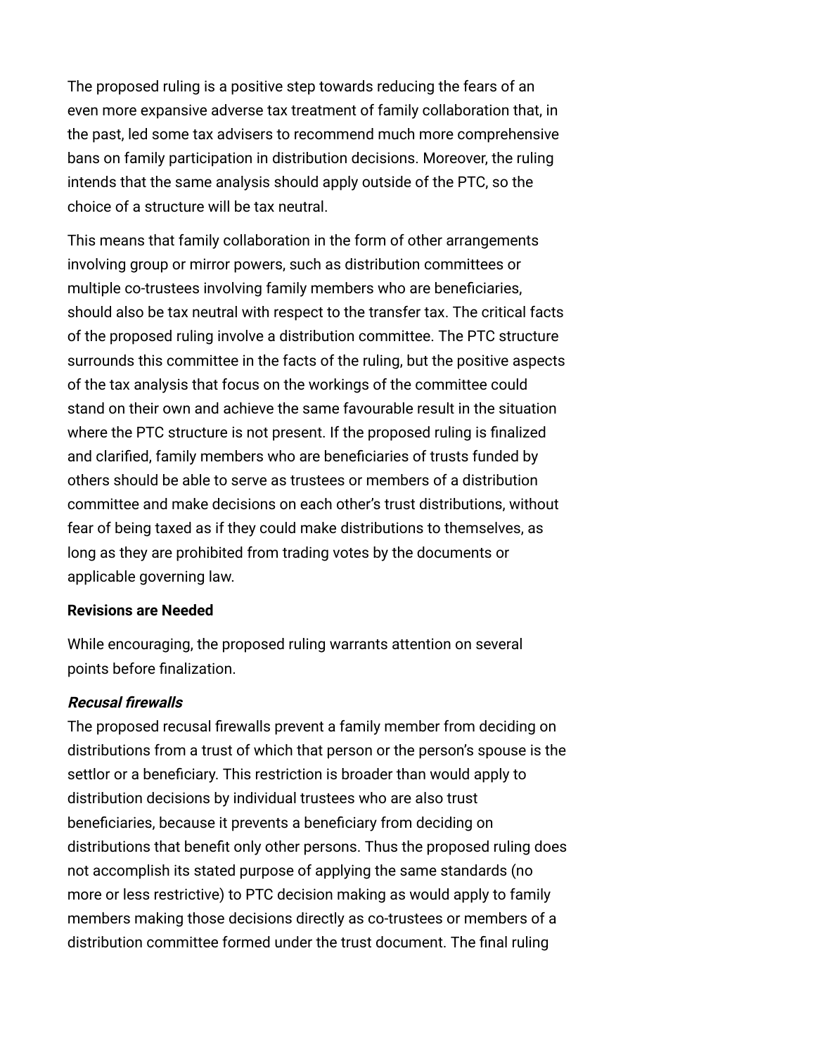The proposed ruling is a positive step towards reducing the fears of an even more expansive adverse tax treatment of family collaboration that, in the past, led some tax advisers to recommend much more comprehensive bans on family participation in distribution decisions. Moreover, the ruling intends that the same analysis should apply outside of the PTC, so the choice of a structure will be tax neutral.

This means that family collaboration in the form of other arrangements involving group or mirror powers, such as distribution committees or multiple co-trustees involving family members who are beneficiaries, should also be tax neutral with respect to the transfer tax. The critical facts of the proposed ruling involve a distribution committee. The PTC structure surrounds this committee in the facts of the ruling, but the positive aspects of the tax analysis that focus on the workings of the committee could stand on their own and achieve the same favourable result in the situation where the PTC structure is not present. If the proposed ruling is finalized and clarified, family members who are beneficiaries of trusts funded by others should be able to serve as trustees or members of a distribution committee and make decisions on each other's trust distributions, without fear of being taxed as if they could make distributions to themselves, as long as they are prohibited from trading votes by the documents or applicable governing law.

**Revisions are Needed**

While encouraging, the proposed ruling warrants attention on several points before finalization.

***Recusal firewalls***

The proposed recusal firewalls prevent a family member from deciding on distributions from a trust of which that person or the person's spouse is the settlor or a beneficiary. This restriction is broader than would apply to distribution decisions by individual trustees who are also trust beneficiaries, because it prevents a beneficiary from deciding on distributions that benefit only other persons. Thus the proposed ruling does not accomplish its stated purpose of applying the same standards (no more or less restrictive) to PTC decision making as would apply to family members making those decisions directly as co-trustees or members of a distribution committee formed under the trust document. The final ruling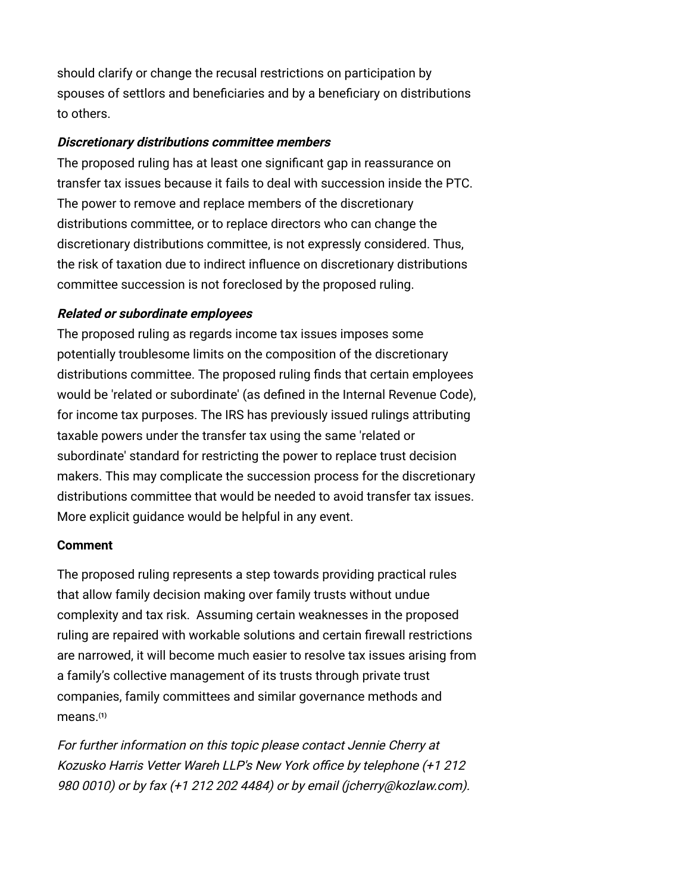should clarify or change the recusal restrictions on participation by spouses of settlors and beneficiaries and by a beneficiary on distributions to others.

***Discretionary distributions committee members***

The proposed ruling has at least one significant gap in reassurance on transfer tax issues because it fails to deal with succession inside the PTC. The power to remove and replace members of the discretionary distributions committee, or to replace directors who can change the discretionary distributions committee, is not expressly considered. Thus, the risk of taxation due to indirect influence on discretionary distributions committee succession is not foreclosed by the proposed ruling.

***Related or subordinate employees***

The proposed ruling as regards income tax issues imposes some potentially troublesome limits on the composition of the discretionary distributions committee. The proposed ruling finds that certain employees would be 'related or subordinate' (as defined in the Internal Revenue Code), for income tax purposes. The IRS has previously issued rulings attributing taxable powers under the transfer tax using the same 'related or subordinate' standard for restricting the power to replace trust decision makers. This may complicate the succession process for the discretionary distributions committee that would be needed to avoid transfer tax issues. More explicit guidance would be helpful in any event.

**Comment**

The proposed ruling represents a step towards providing practical rules that allow family decision making over family trusts without undue complexity and tax risk. Assuming certain weaknesses in the proposed ruling are repaired with workable solutions and certain firewall restrictions are narrowed, it will become much easier to resolve tax issues arising from a family's collective management of its trusts through private trust companies, family committees and similar governance methods and means.[1]

*For further information on this topic please contact Jennie Cherry at Kozusko Harris Vetter Wareh LLP's New York office by telephone (+1 212 980 0010) or by fax (+1 212 202 4484) or by email (jcherry@kozlaw.com).*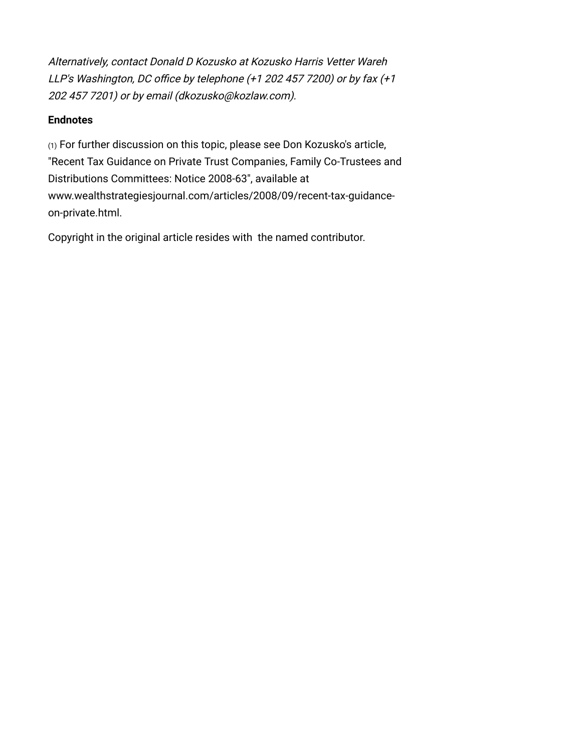*Alternatively, contact Donald D Kozusko at Kozusko Harris Vetter Wareh LLP's Washington, DC office by telephone (+1 202 457 7200) or by fax (+1 202 457 7201) or by email (dkozusko@kozlaw.com).*

**Endnotes**

(1) For further discussion on this topic, please see Don Kozusko's article, "Recent Tax Guidance on Private Trust Companies, Family Co-Trustees and Distributions Committees: Notice 2008-63", available at www.wealthstrategiesjournal.com/articles/2008/09/recent-tax-guidance-on-private.html.

Copyright in the original article resides with  the named contributor.